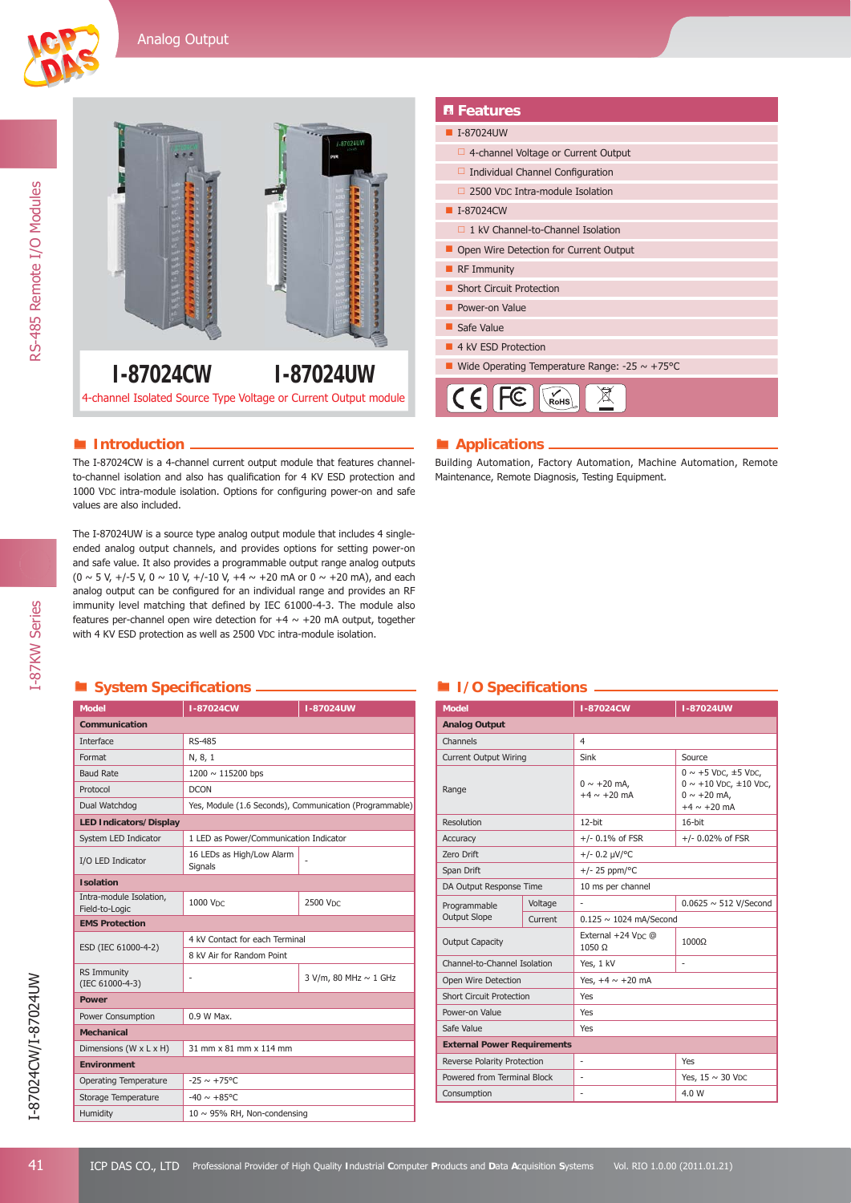# I-87024CW I-87024UW

4-channel Isolated Source Type Voltage or Current Output module

## Features

- I-87024UW
  - 4-channel Voltage or Current Output
  - Individual Channel Configuration
  - 2500 VDC Intra-module Isolation
- I-87024CW
  - 1 kV Channel-to-Channel Isolation
- Open Wire Detection for Current Output
- RF Immunity
- Short Circuit Protection
- Power-on Value
- Safe Value
- 4 kV ESD Protection
- Wide Operating Temperature Range: -25 ~ +75°C

## Introduction

The I-87024CW is a 4-channel current output module that features channel-to-channel isolation and also has qualification for 4 KV ESD protection and 1000 VDC intra-module isolation. Options for configuring power-on and safe values are also included.

The I-87024UW is a source type analog output module that includes 4 single-ended analog output channels, and provides options for setting power-on and safe value. It also provides a programmable output range analog outputs (0 ~ 5 V, +/-5 V, 0 ~ 10 V, +/-10 V, +4 ~ +20 mA or 0 ~ +20 mA), and each analog output can be configured for an individual range and provides an RF immunity level matching that defined by IEC 61000-4-3. The module also features per-channel open wire detection for +4 ~ +20 mA output, together with 4 KV ESD protection as well as 2500 VDC intra-module isolation.

## Applications

Building Automation, Factory Automation, Machine Automation, Remote Maintenance, Remote Diagnosis, Testing Equipment.

## System Specifications

| Model | I-87024CW | I-87024UW |
|---|---|---|
| **Communication** | | |
| Interface | RS-485 | |
| Format | N, 8, 1 | |
| Baud Rate | 1200 ~ 115200 bps | |
| Protocol | DCON | |
| Dual Watchdog | Yes, Module (1.6 Seconds), Communication (Programmable) | |
| **LED Indicators/ Display** | | |
| System LED Indicator | 1 LED as Power/Communication Indicator | |
| I/O LED Indicator | 16 LEDs as High/Low Alarm Signals | - |
| **Isolation** | | |
| Intra-module Isolation, Field-to-Logic | 1000 VDC | 2500 VDC |
| **EMS Protection** | | |
| ESD (IEC 61000-4-2) | 4 kV Contact for each Terminal | |
| | 8 kV Air for Random Point | |
| RS Immunity (IEC 61000-4-3) | - | 3 V/m, 80 MHz ~ 1 GHz |
| **Power** | | |
| Power Consumption | 0.9 W Max. | |
| **Mechanical** | | |
| Dimensions (W x L x H) | 31 mm x 81 mm x 114 mm | |
| **Environment** | | |
| Operating Temperature | -25 ~ +75°C | |
| Storage Temperature | -40 ~ +85°C | |
| Humidity | 10 ~ 95% RH, Non-condensing | |

## I/O Specifications

| Model | | I-87024CW | I-87024UW |
|---|---|---|---|
| **Analog Output** | | | |
| Channels | | 4 | |
| Current Output Wiring | | Sink | Source |
| Range | | 0 ~ +20 mA, +4 ~ +20 mA | 0 ~ +5 VDC, ±5 VDC, 0 ~ +10 VDC, ±10 VDC, 0 ~ +20 mA, +4 ~ +20 mA |
| Resolution | | 12-bit | 16-bit |
| Accuracy | | +/- 0.1% of FSR | +/- 0.02% of FSR |
| Zero Drift | | +/- 0.2 μV/°C | |
| Span Drift | | +/- 25 ppm/°C | |
| DA Output Response Time | | 10 ms per channel | |
| Programmable Output Slope | Voltage | - | 0.0625 ~ 512 V/Second |
| | Current | 0.125 ~ 1024 mA/Second | |
| Output Capacity | | External +24 VDC @ 1050 Ω | 1000Ω |
| Channel-to-Channel Isolation | | Yes, 1 kV | - |
| Open Wire Detection | | Yes, +4 ~ +20 mA | |
| Short Circuit Protection | | Yes | |
| Power-on Value | | Yes | |
| Safe Value | | Yes | |
| **External Power Requirements** | | | |
| Reverse Polarity Protection | | - | Yes |
| Powered from Terminal Block | | - | Yes, 15 ~ 30 VDC |
| Consumption | | - | 4.0 W |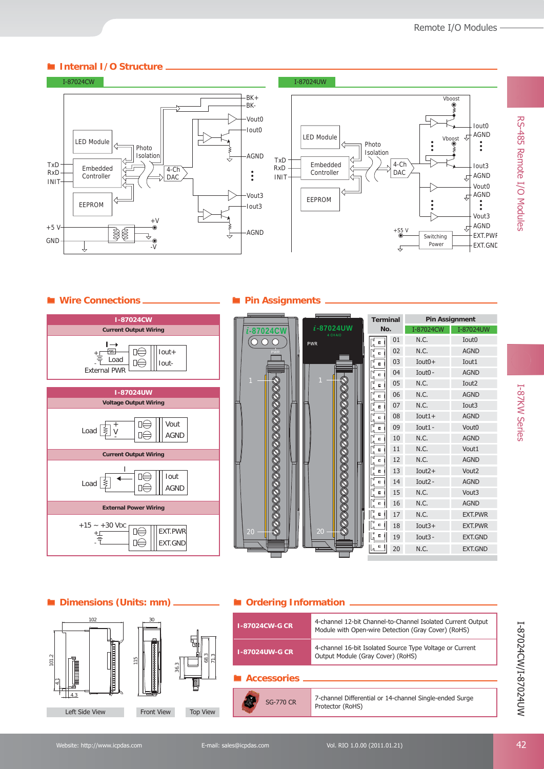## Internal I / O Structure

I-87024CW

I-87024UW

## Wire Connections

**I-87024CW**

**Current Output Wiring**

**I-87024UW**

**Voltage Output Wiring**

**Current Output Wiring**

**External Power Wiring**

+15 ~ +30 VDC

## Pin Assignments

| Terminal No. | Pin Assignment I-87024CW | Pin Assignment I-87024UW |
|---|---|---|
| 01 | N.C. | Iout0 |
| 02 | N.C. | AGND |
| 03 | Iout0+ | Iout1 |
| 04 | Iout0- | AGND |
| 05 | N.C. | Iout2 |
| 06 | N.C. | AGND |
| 07 | N.C. | Iout3 |
| 08 | Iout1+ | AGND |
| 09 | Iout1- | Vout0 |
| 10 | N.C. | AGND |
| 11 | N.C. | Vout1 |
| 12 | N.C. | AGND |
| 13 | Iout2+ | Vout2 |
| 14 | Iout2- | AGND |
| 15 | N.C. | Vout3 |
| 16 | N.C. | AGND |
| 17 | N.C. | EXT.PWR |
| 18 | Iout3+ | EXT.PWR |
| 19 | Iout3- | EXT.GND |
| 20 | N.C. | EXT.GND |

## Dimensions (Units: mm)

Left Side View

Front View

Top View

## Ordering Information

| | |
|---|---|
| **I-87024CW-G CR** | 4-channel 12-bit Channel-to-Channel Isolated Current Output Module with Open-wire Detection (Gray Cover) (RoHS) |
| **I-87024UW-G CR** | 4-channel 16-bit Isolated Source Type Voltage or Current Output Module (Gray Cover) (RoHS) |

## Accessories

| | |
|---|---|
| SG-770 CR | 7-channel Differential or 14-channel Single-ended Surge Protector (RoHS) |

Website: http://www.icpdas.com  E-mail: sales@icpdas.com  Vol. RIO 1.0.00 (2011.01.21)